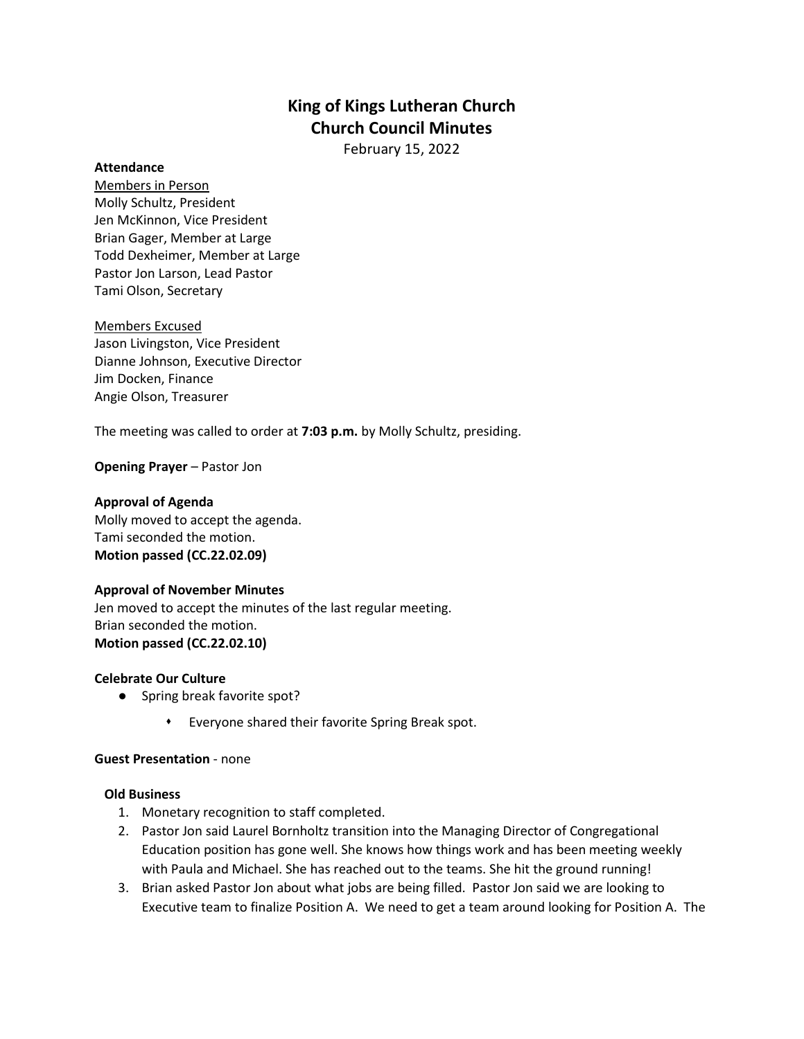# King of Kings Lutheran Church
# Church Council Minutes

February 15, 2022

**Attendance**

Members in Person
Molly Schultz, President
Jen McKinnon, Vice President
Brian Gager, Member at Large
Todd Dexheimer, Member at Large
Pastor Jon Larson, Lead Pastor
Tami Olson, Secretary

Members Excused
Jason Livingston, Vice President
Dianne Johnson, Executive Director
Jim Docken, Finance
Angie Olson, Treasurer

The meeting was called to order at **7:03 p.m.** by Molly Schultz, presiding.

**Opening Prayer** – Pastor Jon

**Approval of Agenda**
Molly moved to accept the agenda.
Tami seconded the motion.
**Motion passed (CC.22.02.09)**

**Approval of November Minutes**
Jen moved to accept the minutes of the last regular meeting.
Brian seconded the motion.
**Motion passed (CC.22.02.10)**

**Celebrate Our Culture**

- Spring break favorite spot?
    - Everyone shared their favorite Spring Break spot.

**Guest Presentation** - none

**Old Business**

1. Monetary recognition to staff completed.
2. Pastor Jon said Laurel Bornholtz transition into the Managing Director of Congregational Education position has gone well. She knows how things work and has been meeting weekly with Paula and Michael. She has reached out to the teams. She hit the ground running!
3. Brian asked Pastor Jon about what jobs are being filled. Pastor Jon said we are looking to Executive team to finalize Position A. We need to get a team around looking for Position A. The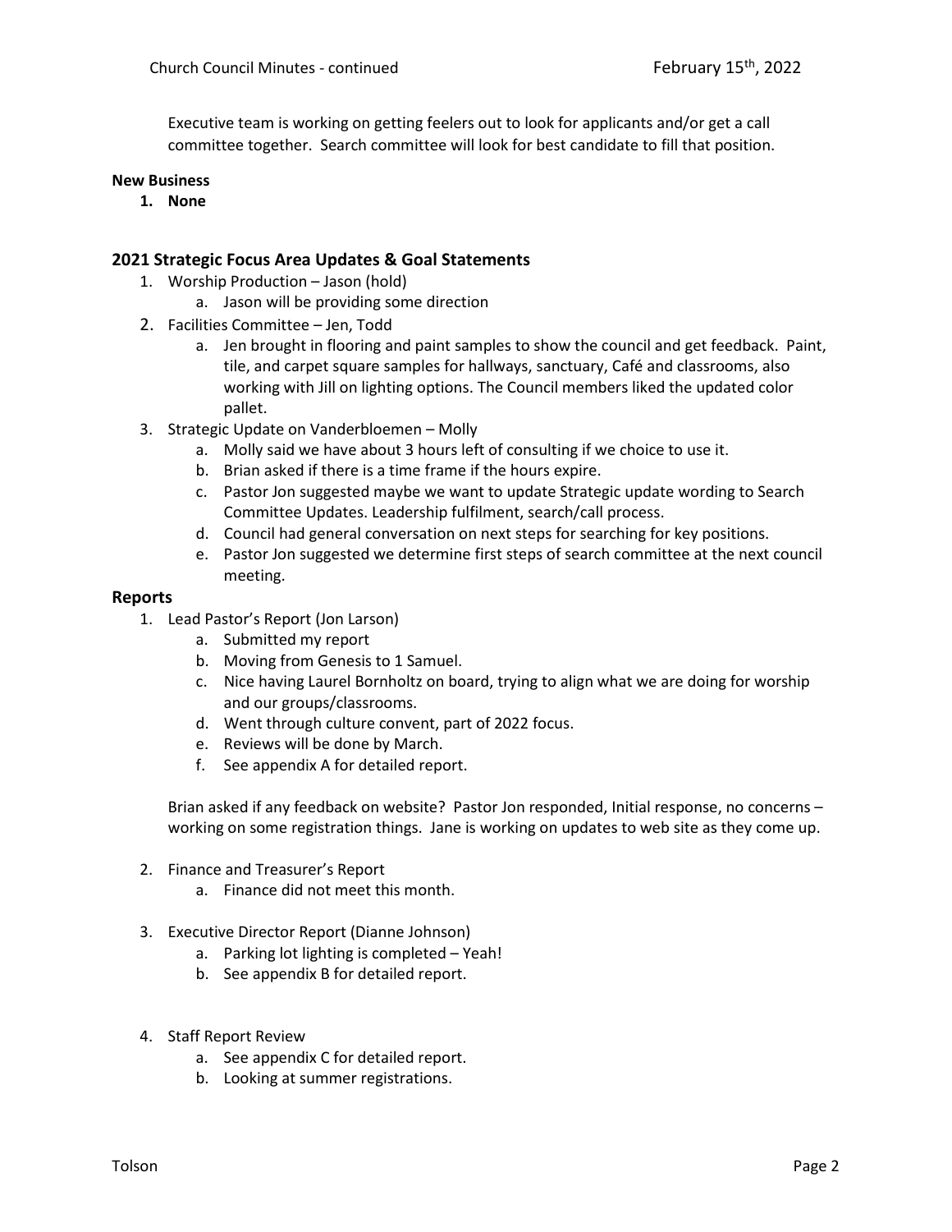Executive team is working on getting feelers out to look for applicants and/or get a call committee together. Search committee will look for best candidate to fill that position.

**New Business**

1. **None**

## 2021 Strategic Focus Area Updates & Goal Statements

1. Worship Production – Jason (hold)
   a. Jason will be providing some direction
2. Facilities Committee – Jen, Todd
   a. Jen brought in flooring and paint samples to show the council and get feedback. Paint, tile, and carpet square samples for hallways, sanctuary, Café and classrooms, also working with Jill on lighting options. The Council members liked the updated color pallet.
3. Strategic Update on Vanderbloemen – Molly
   a. Molly said we have about 3 hours left of consulting if we choice to use it.
   b. Brian asked if there is a time frame if the hours expire.
   c. Pastor Jon suggested maybe we want to update Strategic update wording to Search Committee Updates. Leadership fulfilment, search/call process.
   d. Council had general conversation on next steps for searching for key positions.
   e. Pastor Jon suggested we determine first steps of search committee at the next council meeting.

## Reports

1. Lead Pastor's Report (Jon Larson)
   a. Submitted my report
   b. Moving from Genesis to 1 Samuel.
   c. Nice having Laurel Bornholtz on board, trying to align what we are doing for worship and our groups/classrooms.
   d. Went through culture convent, part of 2022 focus.
   e. Reviews will be done by March.
   f. See appendix A for detailed report.

   Brian asked if any feedback on website? Pastor Jon responded, Initial response, no concerns – working on some registration things. Jane is working on updates to web site as they come up.

2. Finance and Treasurer's Report
   a. Finance did not meet this month.

3. Executive Director Report (Dianne Johnson)
   a. Parking lot lighting is completed – Yeah!
   b. See appendix B for detailed report.

4. Staff Report Review
   a. See appendix C for detailed report.
   b. Looking at summer registrations.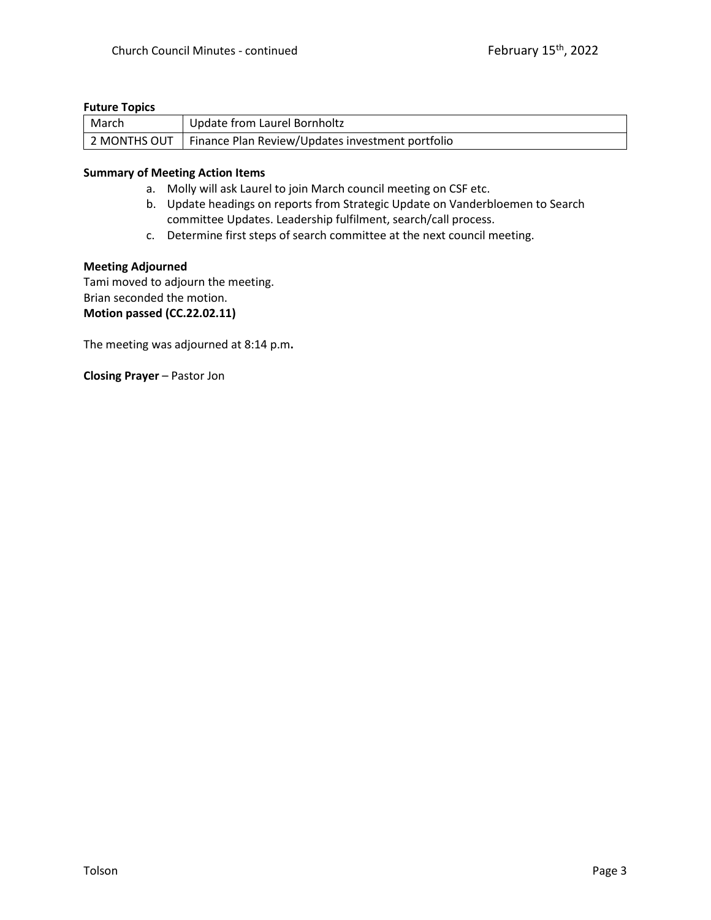**Future Topics**

| March | Update from Laurel Bornholtz |
|---|---|
| 2 MONTHS OUT | Finance Plan Review/Updates investment portfolio |

**Summary of Meeting Action Items**

a. Molly will ask Laurel to join March council meeting on CSF etc.
b. Update headings on reports from Strategic Update on Vanderbloemen to Search committee Updates. Leadership fulfilment, search/call process.
c. Determine first steps of search committee at the next council meeting.

**Meeting Adjourned**

Tami moved to adjourn the meeting.
Brian seconded the motion.
**Motion passed (CC.22.02.11)**

The meeting was adjourned at 8:14 p.m**.**

**Closing Prayer** – Pastor Jon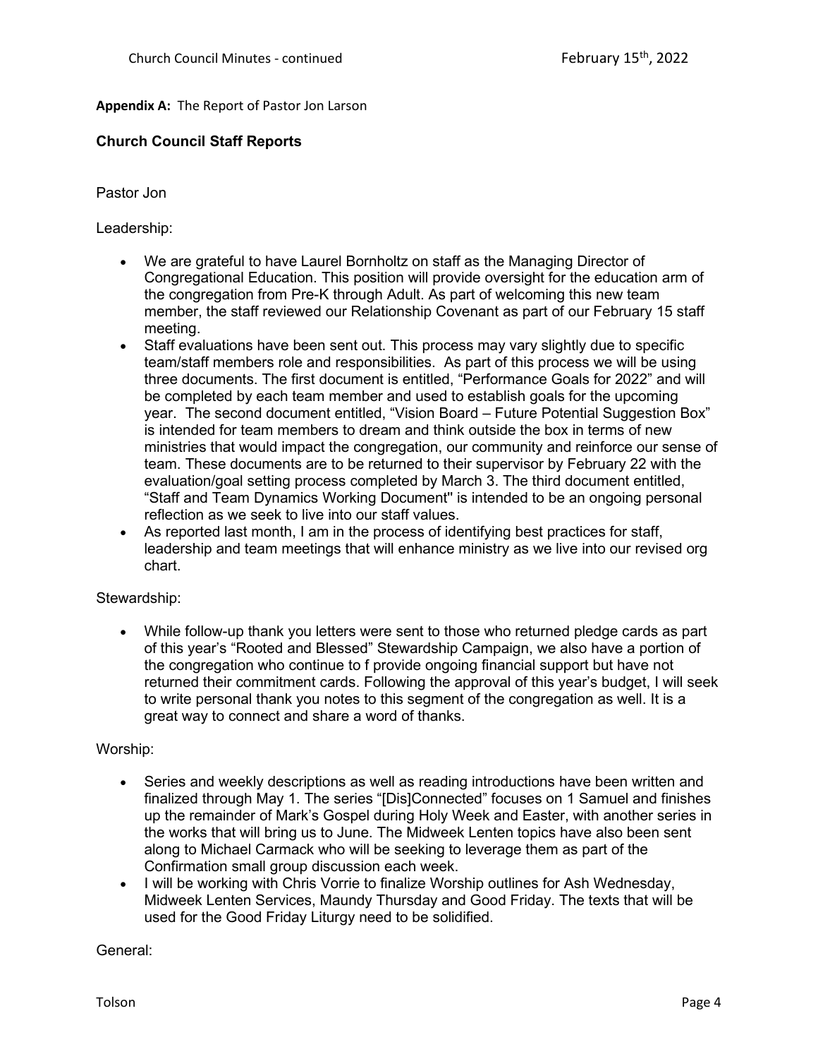**Appendix A:** The Report of Pastor Jon Larson

### Church Council Staff Reports

Pastor Jon

Leadership:

- We are grateful to have Laurel Bornholtz on staff as the Managing Director of Congregational Education. This position will provide oversight for the education arm of the congregation from Pre-K through Adult. As part of welcoming this new team member, the staff reviewed our Relationship Covenant as part of our February 15 staff meeting.
- Staff evaluations have been sent out. This process may vary slightly due to specific team/staff members role and responsibilities. As part of this process we will be using three documents. The first document is entitled, "Performance Goals for 2022" and will be completed by each team member and used to establish goals for the upcoming year. The second document entitled, "Vision Board – Future Potential Suggestion Box" is intended for team members to dream and think outside the box in terms of new ministries that would impact the congregation, our community and reinforce our sense of team. These documents are to be returned to their supervisor by February 22 with the evaluation/goal setting process completed by March 3. The third document entitled, "Staff and Team Dynamics Working Document" is intended to be an ongoing personal reflection as we seek to live into our staff values.
- As reported last month, I am in the process of identifying best practices for staff, leadership and team meetings that will enhance ministry as we live into our revised org chart.

Stewardship:

- While follow-up thank you letters were sent to those who returned pledge cards as part of this year's "Rooted and Blessed" Stewardship Campaign, we also have a portion of the congregation who continue to f provide ongoing financial support but have not returned their commitment cards. Following the approval of this year's budget, I will seek to write personal thank you notes to this segment of the congregation as well. It is a great way to connect and share a word of thanks.

Worship:

- Series and weekly descriptions as well as reading introductions have been written and finalized through May 1. The series "[Dis]Connected" focuses on 1 Samuel and finishes up the remainder of Mark's Gospel during Holy Week and Easter, with another series in the works that will bring us to June. The Midweek Lenten topics have also been sent along to Michael Carmack who will be seeking to leverage them as part of the Confirmation small group discussion each week.
- I will be working with Chris Vorrie to finalize Worship outlines for Ash Wednesday, Midweek Lenten Services, Maundy Thursday and Good Friday. The texts that will be used for the Good Friday Liturgy need to be solidified.

General: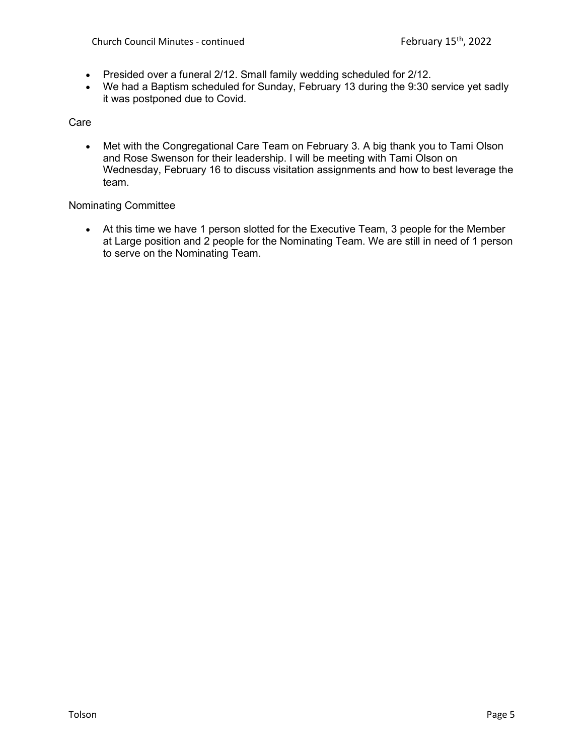- Presided over a funeral 2/12. Small family wedding scheduled for 2/12.
- We had a Baptism scheduled for Sunday, February 13 during the 9:30 service yet sadly it was postponed due to Covid.

Care

- Met with the Congregational Care Team on February 3. A big thank you to Tami Olson and Rose Swenson for their leadership. I will be meeting with Tami Olson on Wednesday, February 16 to discuss visitation assignments and how to best leverage the team.

Nominating Committee

- At this time we have 1 person slotted for the Executive Team, 3 people for the Member at Large position and 2 people for the Nominating Team. We are still in need of 1 person to serve on the Nominating Team.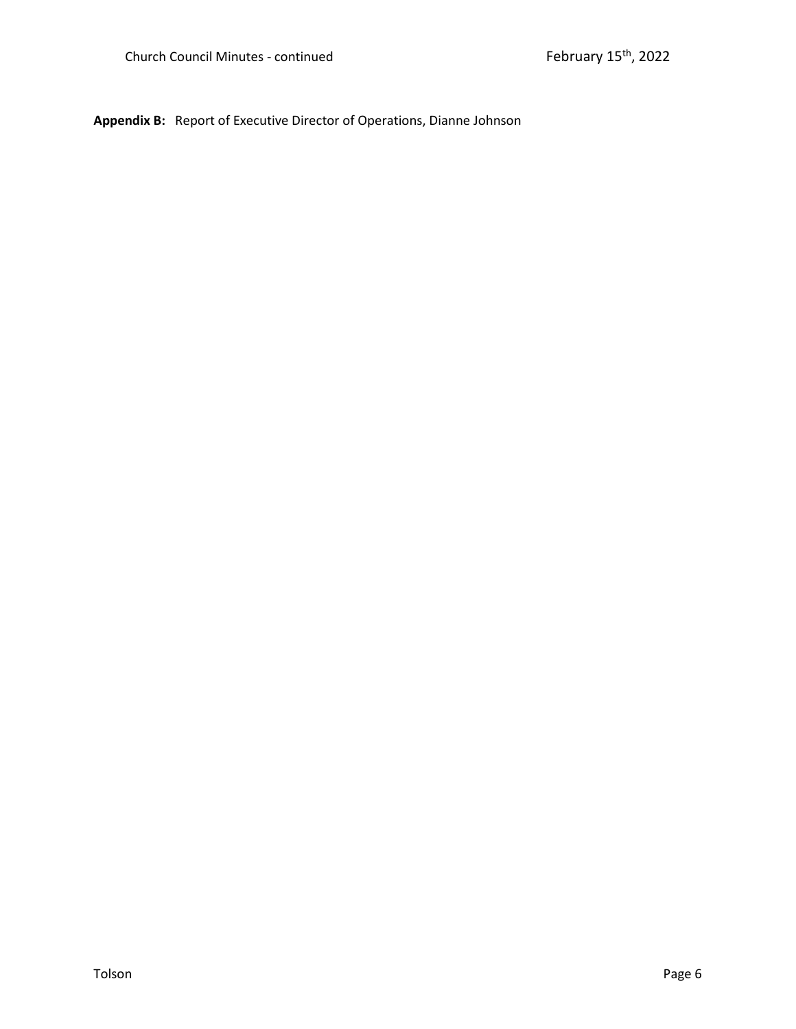**Appendix B:** Report of Executive Director of Operations, Dianne Johnson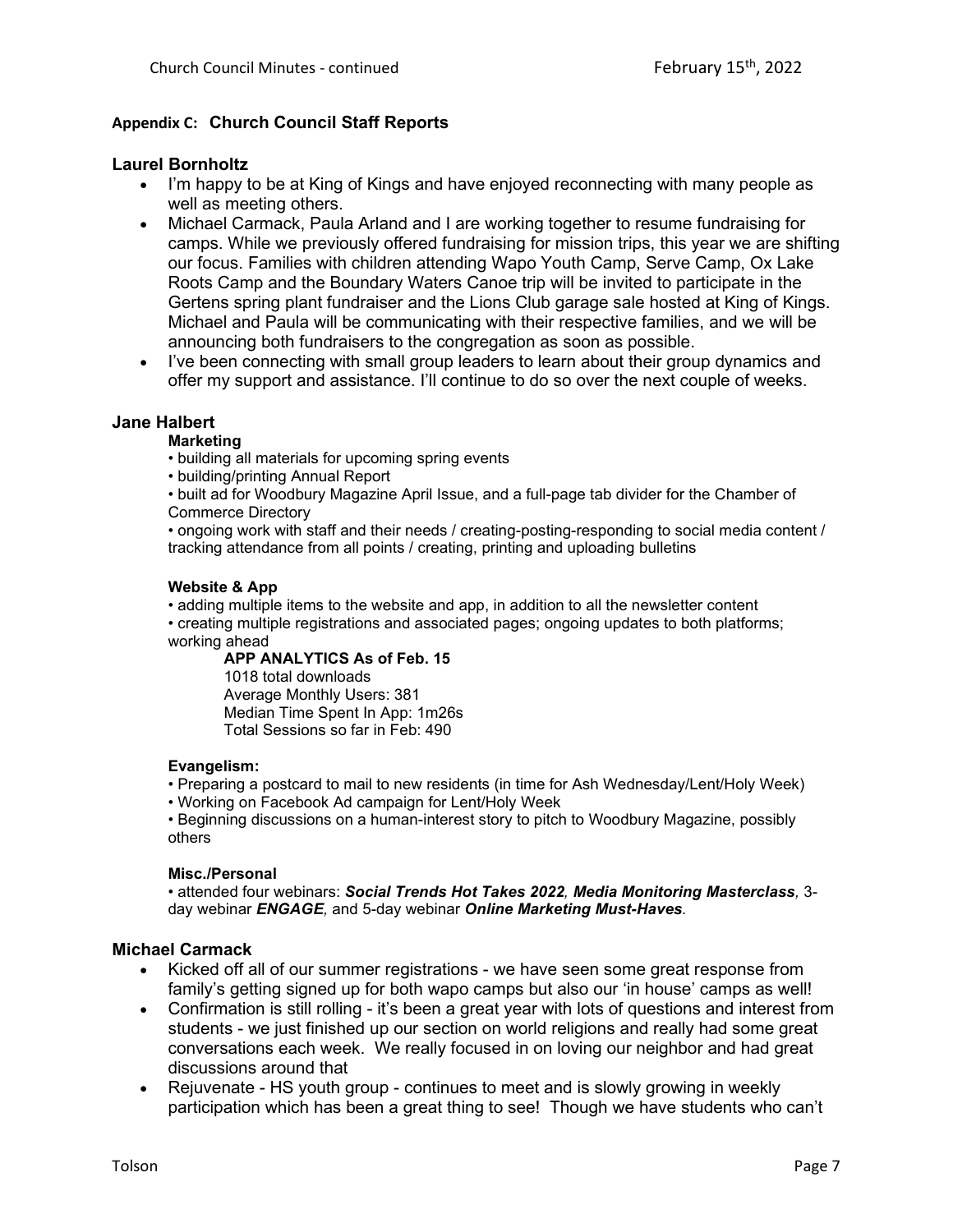## Appendix C: Church Council Staff Reports

### Laurel Bornholtz

- I'm happy to be at King of Kings and have enjoyed reconnecting with many people as well as meeting others.
- Michael Carmack, Paula Arland and I are working together to resume fundraising for camps. While we previously offered fundraising for mission trips, this year we are shifting our focus. Families with children attending Wapo Youth Camp, Serve Camp, Ox Lake Roots Camp and the Boundary Waters Canoe trip will be invited to participate in the Gertens spring plant fundraiser and the Lions Club garage sale hosted at King of Kings. Michael and Paula will be communicating with their respective families, and we will be announcing both fundraisers to the congregation as soon as possible.
- I've been connecting with small group leaders to learn about their group dynamics and offer my support and assistance. I'll continue to do so over the next couple of weeks.

### Jane Halbert

**Marketing**

• building all materials for upcoming spring events
• building/printing Annual Report
• built ad for Woodbury Magazine April Issue, and a full-page tab divider for the Chamber of Commerce Directory
• ongoing work with staff and their needs / creating-posting-responding to social media content / tracking attendance from all points / creating, printing and uploading bulletins

**Website & App**

• adding multiple items to the website and app, in addition to all the newsletter content
• creating multiple registrations and associated pages; ongoing updates to both platforms; working ahead

**APP ANALYTICS As of Feb. 15**
1018 total downloads
Average Monthly Users: 381
Median Time Spent In App: 1m26s
Total Sessions so far in Feb: 490

**Evangelism:**

• Preparing a postcard to mail to new residents (in time for Ash Wednesday/Lent/Holy Week)
• Working on Facebook Ad campaign for Lent/Holy Week
• Beginning discussions on a human-interest story to pitch to Woodbury Magazine, possibly others

**Misc./Personal**

• attended four webinars: ***Social Trends Hot Takes 2022**, **Media Monitoring Masterclass**,* 3-day webinar ***ENGAGE**,* and 5-day webinar ***Online Marketing Must-Haves**.*

### Michael Carmack

- Kicked off all of our summer registrations - we have seen some great response from family's getting signed up for both wapo camps but also our 'in house' camps as well!
- Confirmation is still rolling - it's been a great year with lots of questions and interest from students - we just finished up our section on world religions and really had some great conversations each week. We really focused in on loving our neighbor and had great discussions around that
- Rejuvenate - HS youth group - continues to meet and is slowly growing in weekly participation which has been a great thing to see! Though we have students who can't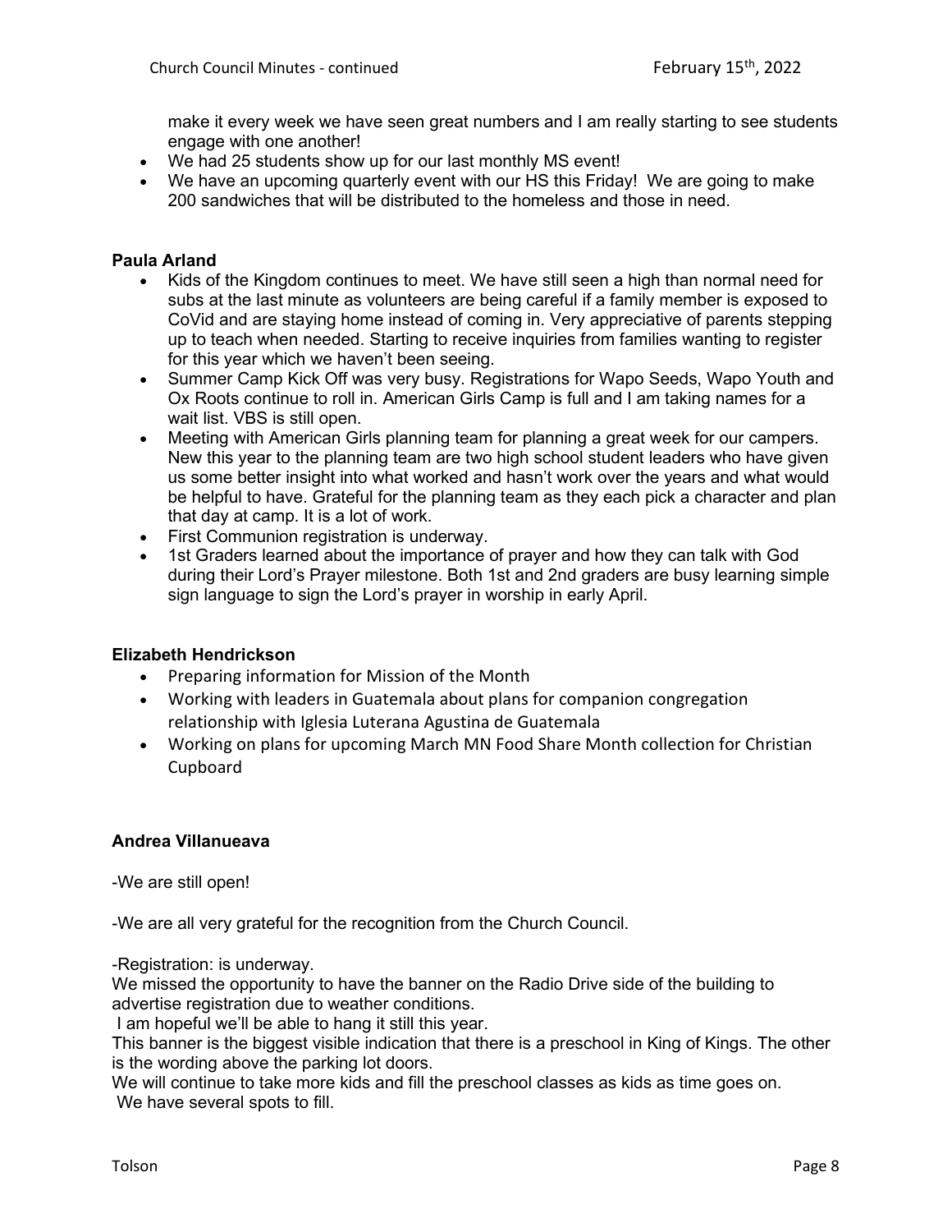make it every week we have seen great numbers and I am really starting to see students engage with one another!

- We had 25 students show up for our last monthly MS event!
- We have an upcoming quarterly event with our HS this Friday! We are going to make 200 sandwiches that will be distributed to the homeless and those in need.

**Paula Arland**

- Kids of the Kingdom continues to meet. We have still seen a high than normal need for subs at the last minute as volunteers are being careful if a family member is exposed to CoVid and are staying home instead of coming in. Very appreciative of parents stepping up to teach when needed. Starting to receive inquiries from families wanting to register for this year which we haven't been seeing.
- Summer Camp Kick Off was very busy. Registrations for Wapo Seeds, Wapo Youth and Ox Roots continue to roll in. American Girls Camp is full and I am taking names for a wait list. VBS is still open.
- Meeting with American Girls planning team for planning a great week for our campers. New this year to the planning team are two high school student leaders who have given us some better insight into what worked and hasn't work over the years and what would be helpful to have. Grateful for the planning team as they each pick a character and plan that day at camp. It is a lot of work.
- First Communion registration is underway.
- 1st Graders learned about the importance of prayer and how they can talk with God during their Lord's Prayer milestone. Both 1st and 2nd graders are busy learning simple sign language to sign the Lord's prayer in worship in early April.

**Elizabeth Hendrickson**

- Preparing information for Mission of the Month
- Working with leaders in Guatemala about plans for companion congregation relationship with Iglesia Luterana Agustina de Guatemala
- Working on plans for upcoming March MN Food Share Month collection for Christian Cupboard

**Andrea Villanueava**

-We are still open!

-We are all very grateful for the recognition from the Church Council.

-Registration: is underway.

We missed the opportunity to have the banner on the Radio Drive side of the building to advertise registration due to weather conditions.

I am hopeful we'll be able to hang it still this year.

This banner is the biggest visible indication that there is a preschool in King of Kings. The other is the wording above the parking lot doors.

We will continue to take more kids and fill the preschool classes as kids as time goes on.

We have several spots to fill.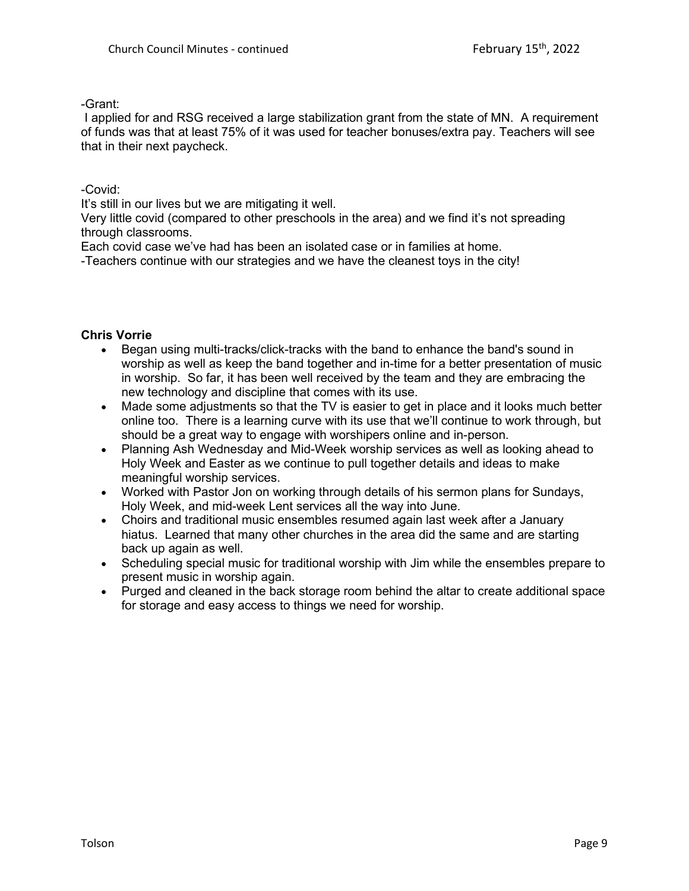-Grant:

I applied for and RSG received a large stabilization grant from the state of MN. A requirement of funds was that at least 75% of it was used for teacher bonuses/extra pay. Teachers will see that in their next paycheck.

-Covid:

It's still in our lives but we are mitigating it well.

Very little covid (compared to other preschools in the area) and we find it's not spreading through classrooms.

Each covid case we've had has been an isolated case or in families at home.

-Teachers continue with our strategies and we have the cleanest toys in the city!

**Chris Vorrie**

- Began using multi-tracks/click-tracks with the band to enhance the band's sound in worship as well as keep the band together and in-time for a better presentation of music in worship. So far, it has been well received by the team and they are embracing the new technology and discipline that comes with its use.
- Made some adjustments so that the TV is easier to get in place and it looks much better online too. There is a learning curve with its use that we'll continue to work through, but should be a great way to engage with worshipers online and in-person.
- Planning Ash Wednesday and Mid-Week worship services as well as looking ahead to Holy Week and Easter as we continue to pull together details and ideas to make meaningful worship services.
- Worked with Pastor Jon on working through details of his sermon plans for Sundays, Holy Week, and mid-week Lent services all the way into June.
- Choirs and traditional music ensembles resumed again last week after a January hiatus. Learned that many other churches in the area did the same and are starting back up again as well.
- Scheduling special music for traditional worship with Jim while the ensembles prepare to present music in worship again.
- Purged and cleaned in the back storage room behind the altar to create additional space for storage and easy access to things we need for worship.